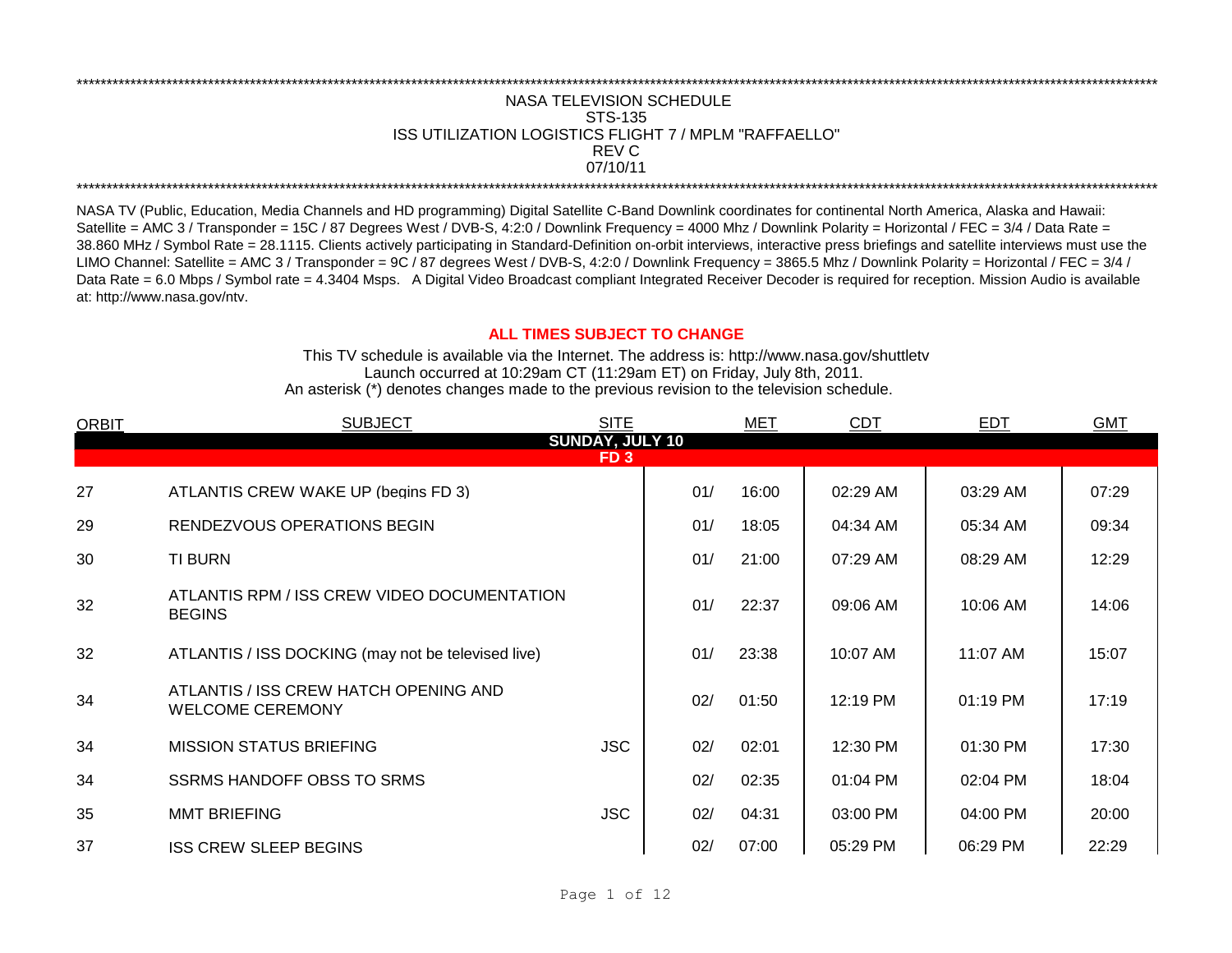# NASA TELEVISION SCHEDULE

## STS-135

## ISS UTILIZATION LOGISTICS FLIGHT 7 / MPLM "RAFFAELLO"

REV C

07/10/11

NASA TV (Public, Education, Media Channels and HD programming) Digital Satellite C-Band Downlink coordinates for continental North America, Alaska and Hawaii: Satellite = AMC 3 / Transponder = 15C / 87 Degrees West / DVB-S, 4:2:0 / Downlink Frequency = 4000 Mhz / Downlink Polarity = Horizontal / FEC = 3/4 / Data Rate = 38.860 MHz / Symbol Rate = 28.1115. Clients actively participating in Standard-Definition on-orbit interviews, interactive press briefings and satellite interviews must use the LIMO Channel: Satellite = AMC 3 / Transponder = 9C / 87 degrees West / DVB-S, 4:2:0 / Downlink Frequency = 3865.5 Mhz / Downlink Polarity = Horizontal / FEC = 3/4 / Data Rate = 6.0 Mbps / Symbol rate = 4.3404 Msps. A Digital Video Broadcast compliant Integrated Receiver Decoder is required for reception. Mission Audio is available at: http://www.nasa.gov/ntv.

**ALL TIMES SUBJECT TO CHANGE**

This TV schedule is available via the Internet. The address is: http://www.nasa.gov/shuttletv

Launch occurred at 10:29am CT (11:29am ET) on Friday, July 8th, 2011.

An asterisk (*) denotes changes made to the previous revision to the television schedule.

| ORBIT | SUBJECT | SITE | MET | | CDT | EDT | GMT |
|---|---|---|---|---|---|---|---|
| **SUNDAY, JULY 10** | | | | | | | |
| **FD 3** | | | | | | | |
| 27 | ATLANTIS CREW WAKE UP (begins FD 3) | | 01/ | 16:00 | 02:29 AM | 03:29 AM | 07:29 |
| 29 | RENDEZVOUS OPERATIONS BEGIN | | 01/ | 18:05 | 04:34 AM | 05:34 AM | 09:34 |
| 30 | TI BURN | | 01/ | 21:00 | 07:29 AM | 08:29 AM | 12:29 |
| 32 | ATLANTIS RPM / ISS CREW VIDEO DOCUMENTATION BEGINS | | 01/ | 22:37 | 09:06 AM | 10:06 AM | 14:06 |
| 32 | ATLANTIS / ISS DOCKING (may not be televised live) | | 01/ | 23:38 | 10:07 AM | 11:07 AM | 15:07 |
| 34 | ATLANTIS / ISS CREW HATCH OPENING AND WELCOME CEREMONY | | 02/ | 01:50 | 12:19 PM | 01:19 PM | 17:19 |
| 34 | MISSION STATUS BRIEFING | JSC | 02/ | 02:01 | 12:30 PM | 01:30 PM | 17:30 |
| 34 | SSRMS HANDOFF OBSS TO SRMS | | 02/ | 02:35 | 01:04 PM | 02:04 PM | 18:04 |
| 35 | MMT BRIEFING | JSC | 02/ | 04:31 | 03:00 PM | 04:00 PM | 20:00 |
| 37 | ISS CREW SLEEP BEGINS | | 02/ | 07:00 | 05:29 PM | 06:29 PM | 22:29 |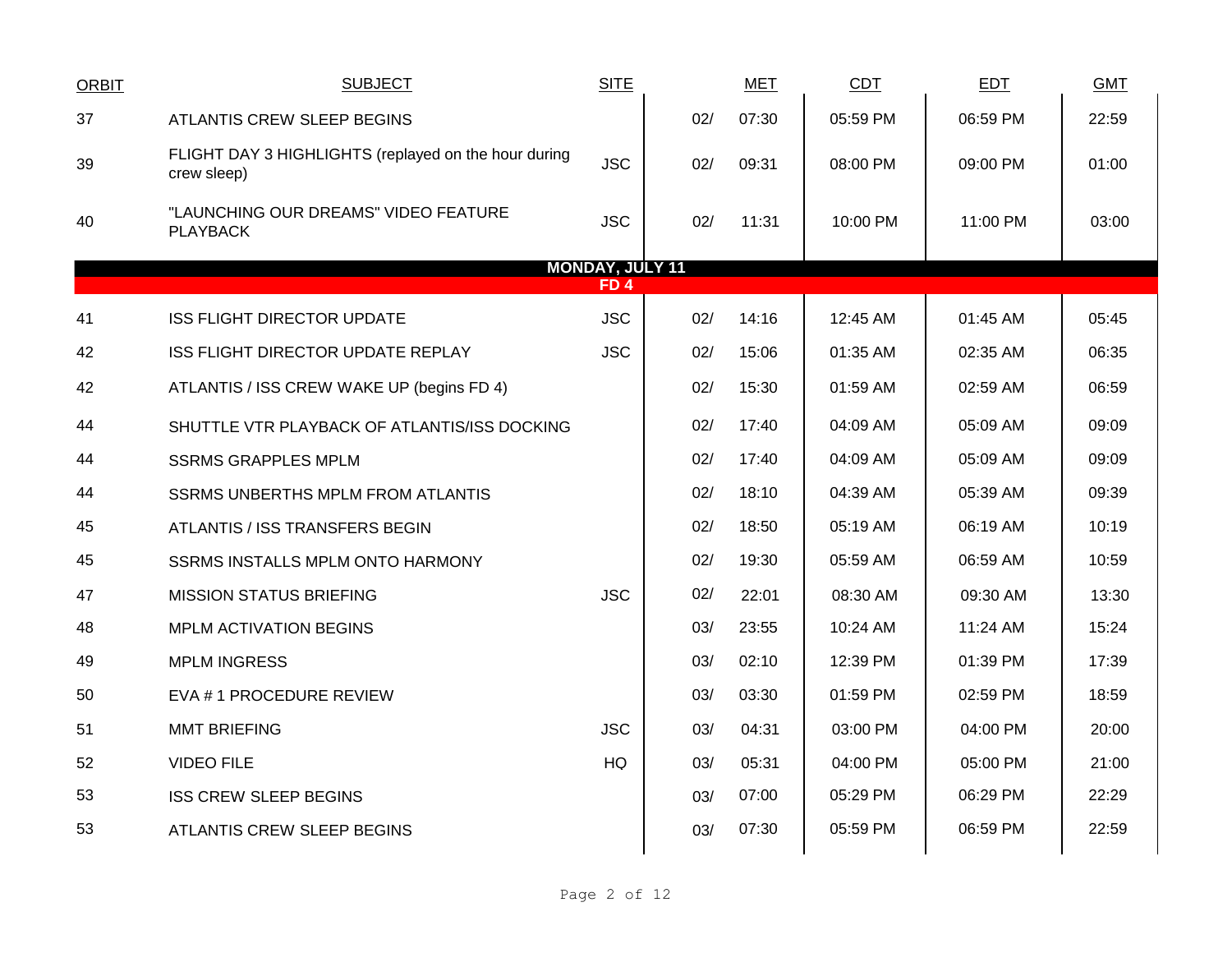| ORBIT | SUBJECT | SITE | | MET | CDT | EDT | GMT |
|---|---|---|---|---|---|---|---|
| 37 | ATLANTIS CREW SLEEP BEGINS | | 02/ | 07:30 | 05:59 PM | 06:59 PM | 22:59 |
| 39 | FLIGHT DAY 3 HIGHLIGHTS (replayed on the hour during crew sleep) | JSC | 02/ | 09:31 | 08:00 PM | 09:00 PM | 01:00 |
| 40 | "LAUNCHING OUR DREAMS" VIDEO FEATURE PLAYBACK | JSC | 02/ | 11:31 | 10:00 PM | 11:00 PM | 03:00 |
| | **MONDAY, JULY 11** | | | | | | |
| | **FD 4** | | | | | | |
| 41 | ISS FLIGHT DIRECTOR UPDATE | JSC | 02/ | 14:16 | 12:45 AM | 01:45 AM | 05:45 |
| 42 | ISS FLIGHT DIRECTOR UPDATE REPLAY | JSC | 02/ | 15:06 | 01:35 AM | 02:35 AM | 06:35 |
| 42 | ATLANTIS / ISS CREW WAKE UP (begins FD 4) | | 02/ | 15:30 | 01:59 AM | 02:59 AM | 06:59 |
| 44 | SHUTTLE VTR PLAYBACK OF ATLANTIS/ISS DOCKING | | 02/ | 17:40 | 04:09 AM | 05:09 AM | 09:09 |
| 44 | SSRMS GRAPPLES MPLM | | 02/ | 17:40 | 04:09 AM | 05:09 AM | 09:09 |
| 44 | SSRMS UNBERTHS MPLM FROM ATLANTIS | | 02/ | 18:10 | 04:39 AM | 05:39 AM | 09:39 |
| 45 | ATLANTIS / ISS TRANSFERS BEGIN | | 02/ | 18:50 | 05:19 AM | 06:19 AM | 10:19 |
| 45 | SSRMS INSTALLS MPLM ONTO HARMONY | | 02/ | 19:30 | 05:59 AM | 06:59 AM | 10:59 |
| 47 | MISSION STATUS BRIEFING | JSC | 02/ | 22:01 | 08:30 AM | 09:30 AM | 13:30 |
| 48 | MPLM ACTIVATION BEGINS | | 03/ | 23:55 | 10:24 AM | 11:24 AM | 15:24 |
| 49 | MPLM INGRESS | | 03/ | 02:10 | 12:39 PM | 01:39 PM | 17:39 |
| 50 | EVA # 1 PROCEDURE REVIEW | | 03/ | 03:30 | 01:59 PM | 02:59 PM | 18:59 |
| 51 | MMT BRIEFING | JSC | 03/ | 04:31 | 03:00 PM | 04:00 PM | 20:00 |
| 52 | VIDEO FILE | HQ | 03/ | 05:31 | 04:00 PM | 05:00 PM | 21:00 |
| 53 | ISS CREW SLEEP BEGINS | | 03/ | 07:00 | 05:29 PM | 06:29 PM | 22:29 |
| 53 | ATLANTIS CREW SLEEP BEGINS | | 03/ | 07:30 | 05:59 PM | 06:59 PM | 22:59 |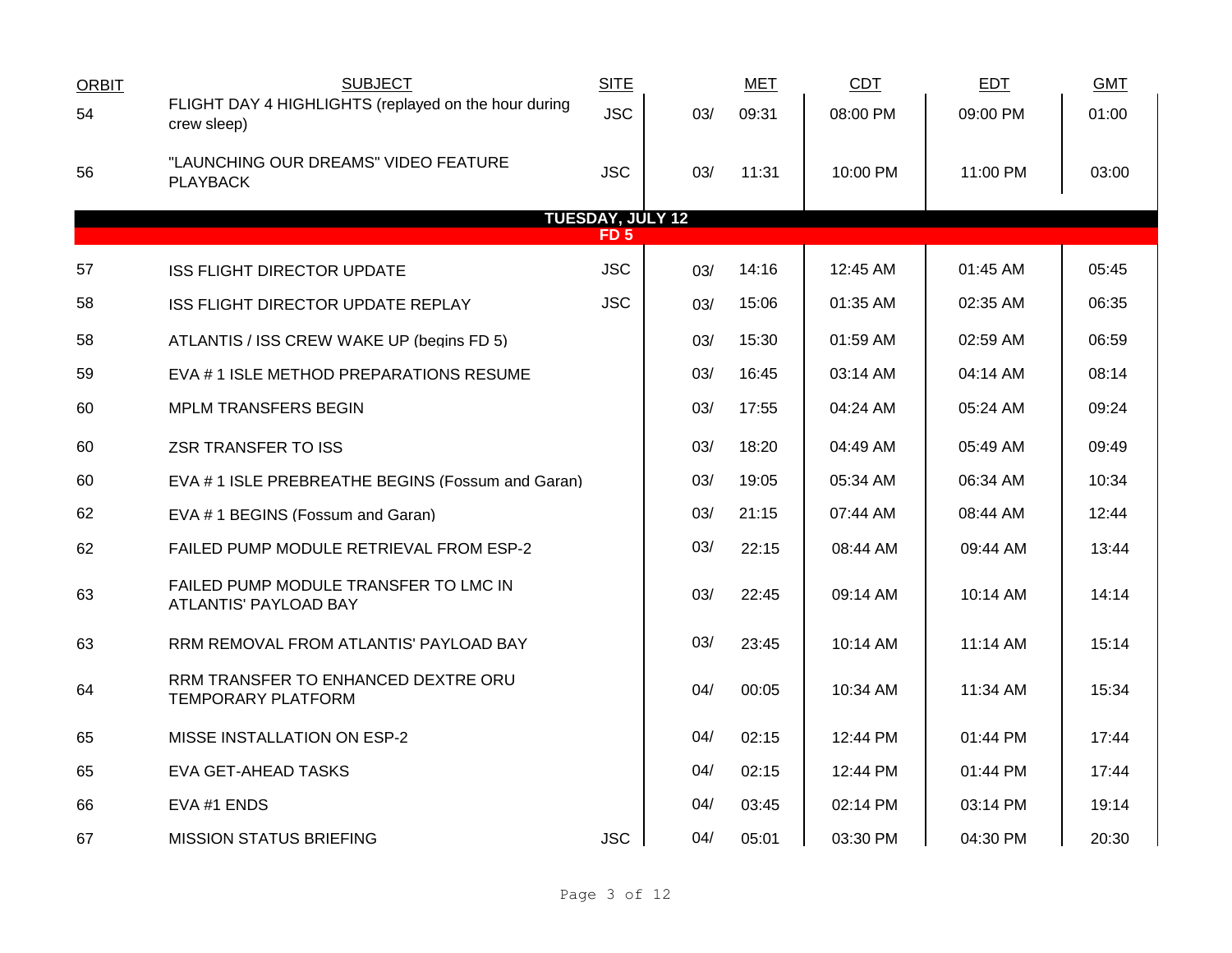| ORBIT | SUBJECT | SITE | MET | | CDT | EDT | GMT |
|---|---|---|---|---|---|---|---|
| 54 | FLIGHT DAY 4 HIGHLIGHTS (replayed on the hour during crew sleep) | JSC | 03/ | 09:31 | 08:00 PM | 09:00 PM | 01:00 |
| 56 | "LAUNCHING OUR DREAMS" VIDEO FEATURE PLAYBACK | JSC | 03/ | 11:31 | 10:00 PM | 11:00 PM | 03:00 |
| | **TUESDAY, JULY 12** | | | | | | |
| | **FD 5** | | | | | | |
| 57 | ISS FLIGHT DIRECTOR UPDATE | JSC | 03/ | 14:16 | 12:45 AM | 01:45 AM | 05:45 |
| 58 | ISS FLIGHT DIRECTOR UPDATE REPLAY | JSC | 03/ | 15:06 | 01:35 AM | 02:35 AM | 06:35 |
| 58 | ATLANTIS / ISS CREW WAKE UP (begins FD 5) | | 03/ | 15:30 | 01:59 AM | 02:59 AM | 06:59 |
| 59 | EVA # 1 ISLE METHOD PREPARATIONS RESUME | | 03/ | 16:45 | 03:14 AM | 04:14 AM | 08:14 |
| 60 | MPLM TRANSFERS BEGIN | | 03/ | 17:55 | 04:24 AM | 05:24 AM | 09:24 |
| 60 | ZSR TRANSFER TO ISS | | 03/ | 18:20 | 04:49 AM | 05:49 AM | 09:49 |
| 60 | EVA # 1 ISLE PREBREATHE BEGINS (Fossum and Garan) | | 03/ | 19:05 | 05:34 AM | 06:34 AM | 10:34 |
| 62 | EVA # 1 BEGINS (Fossum and Garan) | | 03/ | 21:15 | 07:44 AM | 08:44 AM | 12:44 |
| 62 | FAILED PUMP MODULE RETRIEVAL FROM ESP-2 | | 03/ | 22:15 | 08:44 AM | 09:44 AM | 13:44 |
| 63 | FAILED PUMP MODULE TRANSFER TO LMC IN ATLANTIS' PAYLOAD BAY | | 03/ | 22:45 | 09:14 AM | 10:14 AM | 14:14 |
| 63 | RRM REMOVAL FROM ATLANTIS' PAYLOAD BAY | | 03/ | 23:45 | 10:14 AM | 11:14 AM | 15:14 |
| 64 | RRM TRANSFER TO ENHANCED DEXTRE ORU TEMPORARY PLATFORM | | 04/ | 00:05 | 10:34 AM | 11:34 AM | 15:34 |
| 65 | MISSE INSTALLATION ON ESP-2 | | 04/ | 02:15 | 12:44 PM | 01:44 PM | 17:44 |
| 65 | EVA GET-AHEAD TASKS | | 04/ | 02:15 | 12:44 PM | 01:44 PM | 17:44 |
| 66 | EVA #1 ENDS | | 04/ | 03:45 | 02:14 PM | 03:14 PM | 19:14 |
| 67 | MISSION STATUS BRIEFING | JSC | 04/ | 05:01 | 03:30 PM | 04:30 PM | 20:30 |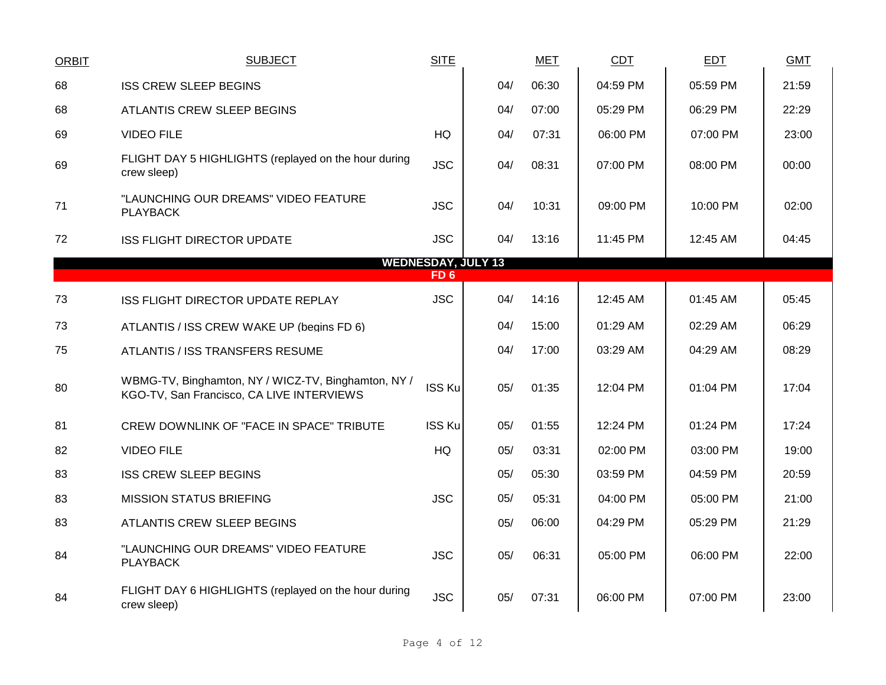| ORBIT | SUBJECT | SITE | MET | | CDT | EDT | GMT |
|---|---|---|---|---|---|---|---|
| 68 | ISS CREW SLEEP BEGINS | | 04/ | 06:30 | 04:59 PM | 05:59 PM | 21:59 |
| 68 | ATLANTIS CREW SLEEP BEGINS | | 04/ | 07:00 | 05:29 PM | 06:29 PM | 22:29 |
| 69 | VIDEO FILE | HQ | 04/ | 07:31 | 06:00 PM | 07:00 PM | 23:00 |
| 69 | FLIGHT DAY 5 HIGHLIGHTS (replayed on the hour during crew sleep) | JSC | 04/ | 08:31 | 07:00 PM | 08:00 PM | 00:00 |
| 71 | "LAUNCHING OUR DREAMS" VIDEO FEATURE PLAYBACK | JSC | 04/ | 10:31 | 09:00 PM | 10:00 PM | 02:00 |
| 72 | ISS FLIGHT DIRECTOR UPDATE | JSC | 04/ | 13:16 | 11:45 PM | 12:45 AM | 04:45 |
| | **WEDNESDAY, JULY 13** **FD 6** | | | | | | |
| 73 | ISS FLIGHT DIRECTOR UPDATE REPLAY | JSC | 04/ | 14:16 | 12:45 AM | 01:45 AM | 05:45 |
| 73 | ATLANTIS / ISS CREW WAKE UP (begins FD 6) | | 04/ | 15:00 | 01:29 AM | 02:29 AM | 06:29 |
| 75 | ATLANTIS / ISS TRANSFERS RESUME | | 04/ | 17:00 | 03:29 AM | 04:29 AM | 08:29 |
| 80 | WBMG-TV, Binghamton, NY / WICZ-TV, Binghamton, NY / KGO-TV, San Francisco, CA LIVE INTERVIEWS | ISS Ku | 05/ | 01:35 | 12:04 PM | 01:04 PM | 17:04 |
| 81 | CREW DOWNLINK OF "FACE IN SPACE" TRIBUTE | ISS Ku | 05/ | 01:55 | 12:24 PM | 01:24 PM | 17:24 |
| 82 | VIDEO FILE | HQ | 05/ | 03:31 | 02:00 PM | 03:00 PM | 19:00 |
| 83 | ISS CREW SLEEP BEGINS | | 05/ | 05:30 | 03:59 PM | 04:59 PM | 20:59 |
| 83 | MISSION STATUS BRIEFING | JSC | 05/ | 05:31 | 04:00 PM | 05:00 PM | 21:00 |
| 83 | ATLANTIS CREW SLEEP BEGINS | | 05/ | 06:00 | 04:29 PM | 05:29 PM | 21:29 |
| 84 | "LAUNCHING OUR DREAMS" VIDEO FEATURE PLAYBACK | JSC | 05/ | 06:31 | 05:00 PM | 06:00 PM | 22:00 |
| 84 | FLIGHT DAY 6 HIGHLIGHTS (replayed on the hour during crew sleep) | JSC | 05/ | 07:31 | 06:00 PM | 07:00 PM | 23:00 |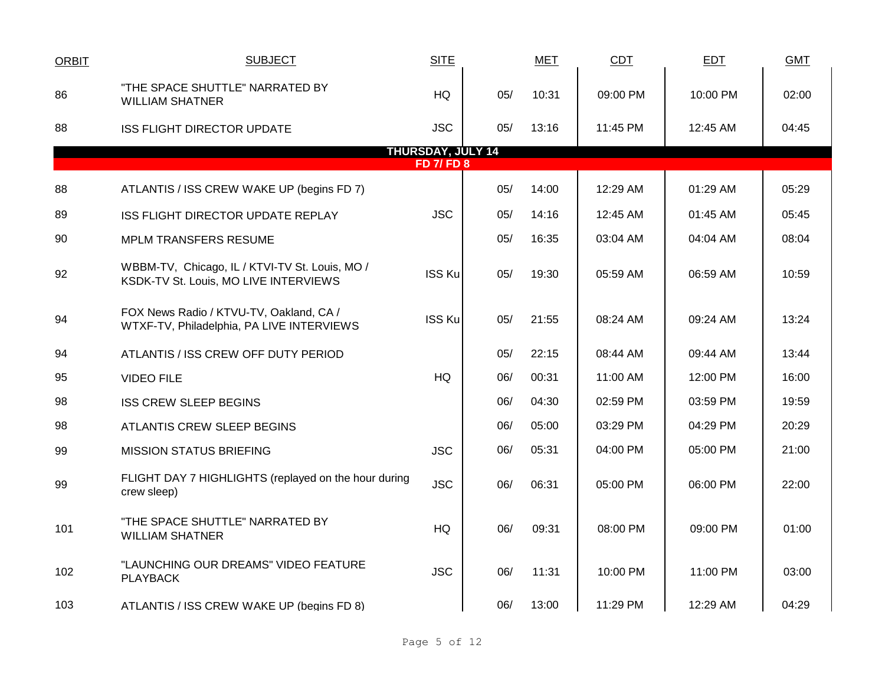| ORBIT | SUBJECT | SITE | | MET | CDT | EDT | GMT |
|---|---|---|---|---|---|---|---|
| 86 | "THE SPACE SHUTTLE" NARRATED BY WILLIAM SHATNER | HQ | 05/ | 10:31 | 09:00 PM | 10:00 PM | 02:00 |
| 88 | ISS FLIGHT DIRECTOR UPDATE | JSC | 05/ | 13:16 | 11:45 PM | 12:45 AM | 04:45 |
| | **THURSDAY, JULY 14** **FD 7/ FD 8** | | | | | | |
| 88 | ATLANTIS / ISS CREW WAKE UP (begins FD 7) | | 05/ | 14:00 | 12:29 AM | 01:29 AM | 05:29 |
| 89 | ISS FLIGHT DIRECTOR UPDATE REPLAY | JSC | 05/ | 14:16 | 12:45 AM | 01:45 AM | 05:45 |
| 90 | MPLM TRANSFERS RESUME | | 05/ | 16:35 | 03:04 AM | 04:04 AM | 08:04 |
| 92 | WBBM-TV, Chicago, IL / KTVI-TV St. Louis, MO / KSDK-TV St. Louis, MO LIVE INTERVIEWS | ISS Ku | 05/ | 19:30 | 05:59 AM | 06:59 AM | 10:59 |
| 94 | FOX News Radio / KTVU-TV, Oakland, CA / WTXF-TV, Philadelphia, PA LIVE INTERVIEWS | ISS Ku | 05/ | 21:55 | 08:24 AM | 09:24 AM | 13:24 |
| 94 | ATLANTIS / ISS CREW OFF DUTY PERIOD | | 05/ | 22:15 | 08:44 AM | 09:44 AM | 13:44 |
| 95 | VIDEO FILE | HQ | 06/ | 00:31 | 11:00 AM | 12:00 PM | 16:00 |
| 98 | ISS CREW SLEEP BEGINS | | 06/ | 04:30 | 02:59 PM | 03:59 PM | 19:59 |
| 98 | ATLANTIS CREW SLEEP BEGINS | | 06/ | 05:00 | 03:29 PM | 04:29 PM | 20:29 |
| 99 | MISSION STATUS BRIEFING | JSC | 06/ | 05:31 | 04:00 PM | 05:00 PM | 21:00 |
| 99 | FLIGHT DAY 7 HIGHLIGHTS (replayed on the hour during crew sleep) | JSC | 06/ | 06:31 | 05:00 PM | 06:00 PM | 22:00 |
| 101 | "THE SPACE SHUTTLE" NARRATED BY WILLIAM SHATNER | HQ | 06/ | 09:31 | 08:00 PM | 09:00 PM | 01:00 |
| 102 | "LAUNCHING OUR DREAMS" VIDEO FEATURE PLAYBACK | JSC | 06/ | 11:31 | 10:00 PM | 11:00 PM | 03:00 |
| 103 | ATLANTIS / ISS CREW WAKE UP (begins FD 8) | | 06/ | 13:00 | 11:29 PM | 12:29 AM | 04:29 |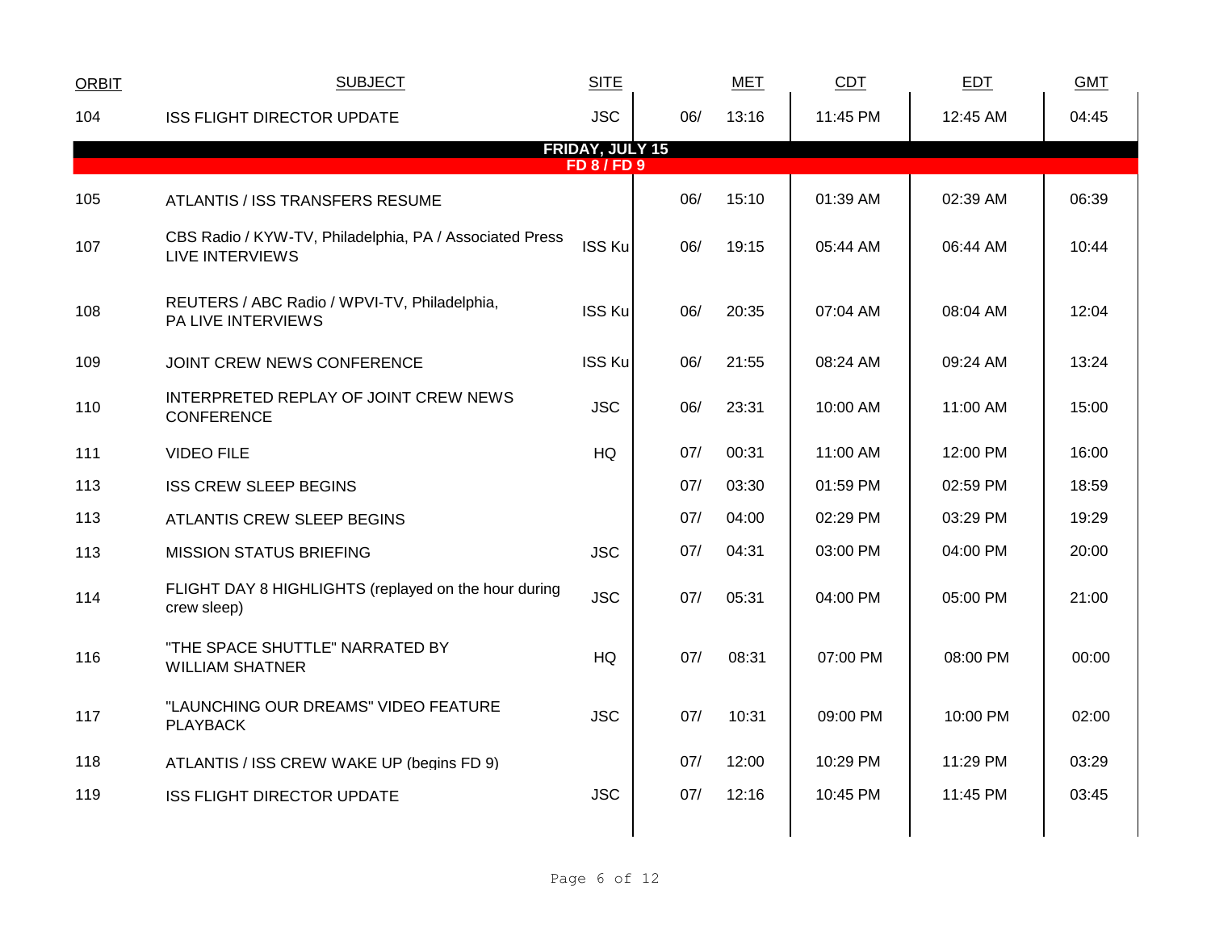| ORBIT | SUBJECT | SITE | MET | | CDT | EDT | GMT |
|---|---|---|---|---|---|---|---|
| 104 | ISS FLIGHT DIRECTOR UPDATE | JSC | 06/ | 13:16 | 11:45 PM | 12:45 AM | 04:45 |
| | **FRIDAY, JULY 15** | | | | | | |
| | **FD 8 / FD 9** | | | | | | |
| 105 | ATLANTIS / ISS TRANSFERS RESUME | | 06/ | 15:10 | 01:39 AM | 02:39 AM | 06:39 |
| 107 | CBS Radio / KYW-TV, Philadelphia, PA / Associated Press LIVE INTERVIEWS | ISS Ku | 06/ | 19:15 | 05:44 AM | 06:44 AM | 10:44 |
| 108 | REUTERS / ABC Radio / WPVI-TV, Philadelphia, PA LIVE INTERVIEWS | ISS Ku | 06/ | 20:35 | 07:04 AM | 08:04 AM | 12:04 |
| 109 | JOINT CREW NEWS CONFERENCE | ISS Ku | 06/ | 21:55 | 08:24 AM | 09:24 AM | 13:24 |
| 110 | INTERPRETED REPLAY OF JOINT CREW NEWS CONFERENCE | JSC | 06/ | 23:31 | 10:00 AM | 11:00 AM | 15:00 |
| 111 | VIDEO FILE | HQ | 07/ | 00:31 | 11:00 AM | 12:00 PM | 16:00 |
| 113 | ISS CREW SLEEP BEGINS | | 07/ | 03:30 | 01:59 PM | 02:59 PM | 18:59 |
| 113 | ATLANTIS CREW SLEEP BEGINS | | 07/ | 04:00 | 02:29 PM | 03:29 PM | 19:29 |
| 113 | MISSION STATUS BRIEFING | JSC | 07/ | 04:31 | 03:00 PM | 04:00 PM | 20:00 |
| 114 | FLIGHT DAY 8 HIGHLIGHTS (replayed on the hour during crew sleep) | JSC | 07/ | 05:31 | 04:00 PM | 05:00 PM | 21:00 |
| 116 | "THE SPACE SHUTTLE" NARRATED BY WILLIAM SHATNER | HQ | 07/ | 08:31 | 07:00 PM | 08:00 PM | 00:00 |
| 117 | "LAUNCHING OUR DREAMS" VIDEO FEATURE PLAYBACK | JSC | 07/ | 10:31 | 09:00 PM | 10:00 PM | 02:00 |
| 118 | ATLANTIS / ISS CREW WAKE UP (begins FD 9) | | 07/ | 12:00 | 10:29 PM | 11:29 PM | 03:29 |
| 119 | ISS FLIGHT DIRECTOR UPDATE | JSC | 07/ | 12:16 | 10:45 PM | 11:45 PM | 03:45 |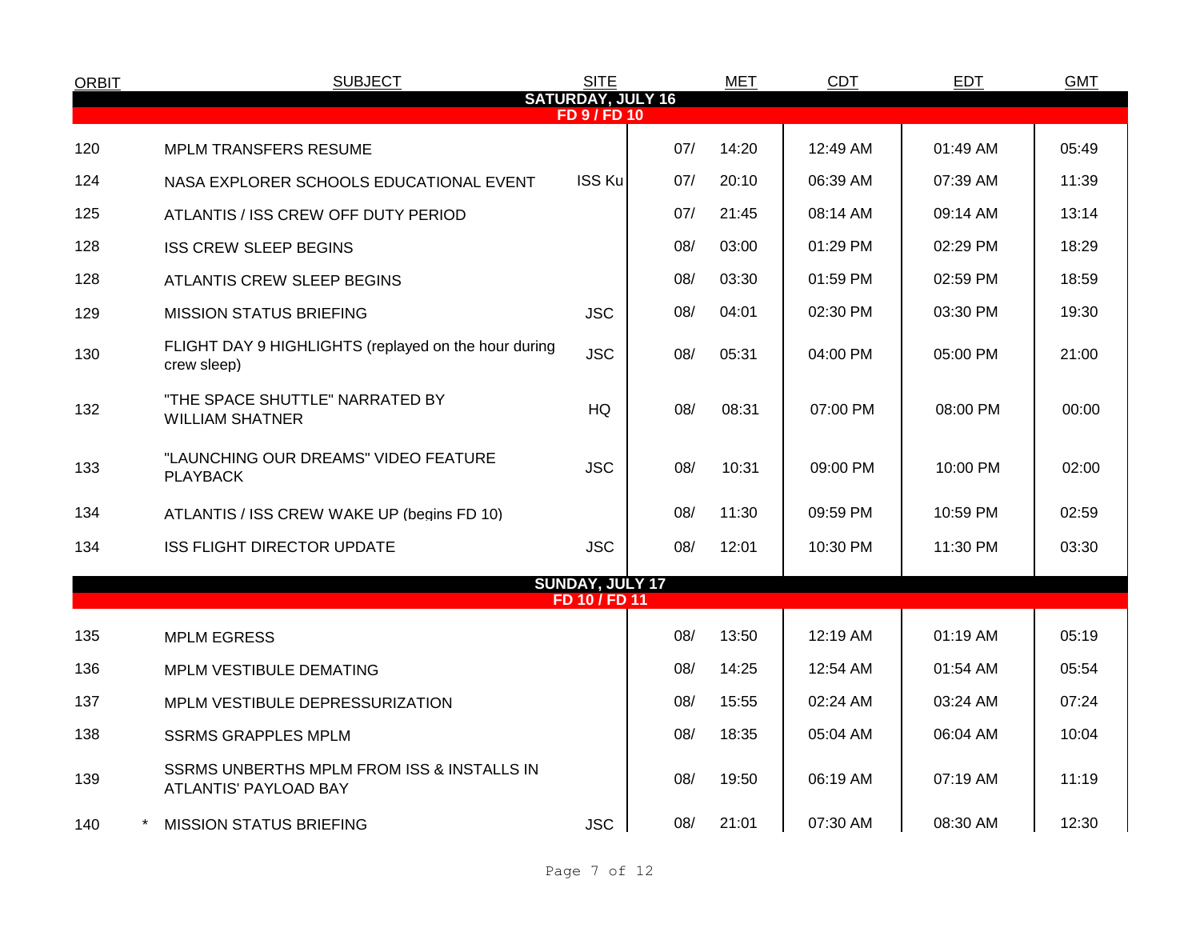| ORBIT | SUBJECT | SITE | MET | | CDT | EDT | GMT |
|---|---|---|---|---|---|---|---|
| **SATURDAY, JULY 16** | | | | | | | |
| **FD 9 / FD 10** | | | | | | | |
| 120 | MPLM TRANSFERS RESUME | | 07/ | 14:20 | 12:49 AM | 01:49 AM | 05:49 |
| 124 | NASA EXPLORER SCHOOLS EDUCATIONAL EVENT | ISS Ku | 07/ | 20:10 | 06:39 AM | 07:39 AM | 11:39 |
| 125 | ATLANTIS / ISS CREW OFF DUTY PERIOD | | 07/ | 21:45 | 08:14 AM | 09:14 AM | 13:14 |
| 128 | ISS CREW SLEEP BEGINS | | 08/ | 03:00 | 01:29 PM | 02:29 PM | 18:29 |
| 128 | ATLANTIS CREW SLEEP BEGINS | | 08/ | 03:30 | 01:59 PM | 02:59 PM | 18:59 |
| 129 | MISSION STATUS BRIEFING | JSC | 08/ | 04:01 | 02:30 PM | 03:30 PM | 19:30 |
| 130 | FLIGHT DAY 9 HIGHLIGHTS (replayed on the hour during crew sleep) | JSC | 08/ | 05:31 | 04:00 PM | 05:00 PM | 21:00 |
| 132 | "THE SPACE SHUTTLE" NARRATED BY WILLIAM SHATNER | HQ | 08/ | 08:31 | 07:00 PM | 08:00 PM | 00:00 |
| 133 | "LAUNCHING OUR DREAMS" VIDEO FEATURE PLAYBACK | JSC | 08/ | 10:31 | 09:00 PM | 10:00 PM | 02:00 |
| 134 | ATLANTIS / ISS CREW WAKE UP (begins FD 10) | | 08/ | 11:30 | 09:59 PM | 10:59 PM | 02:59 |
| 134 | ISS FLIGHT DIRECTOR UPDATE | JSC | 08/ | 12:01 | 10:30 PM | 11:30 PM | 03:30 |
| **SUNDAY, JULY 17** | | | | | | | |
| **FD 10 / FD 11** | | | | | | | |
| 135 | MPLM EGRESS | | 08/ | 13:50 | 12:19 AM | 01:19 AM | 05:19 |
| 136 | MPLM VESTIBULE DEMATING | | 08/ | 14:25 | 12:54 AM | 01:54 AM | 05:54 |
| 137 | MPLM VESTIBULE DEPRESSURIZATION | | 08/ | 15:55 | 02:24 AM | 03:24 AM | 07:24 |
| 138 | SSRMS GRAPPLES MPLM | | 08/ | 18:35 | 05:04 AM | 06:04 AM | 10:04 |
| 139 | SSRMS UNBERTHS MPLM FROM ISS & INSTALLS IN ATLANTIS' PAYLOAD BAY | | 08/ | 19:50 | 06:19 AM | 07:19 AM | 11:19 |
| 140 | * MISSION STATUS BRIEFING | JSC | 08/ | 21:01 | 07:30 AM | 08:30 AM | 12:30 |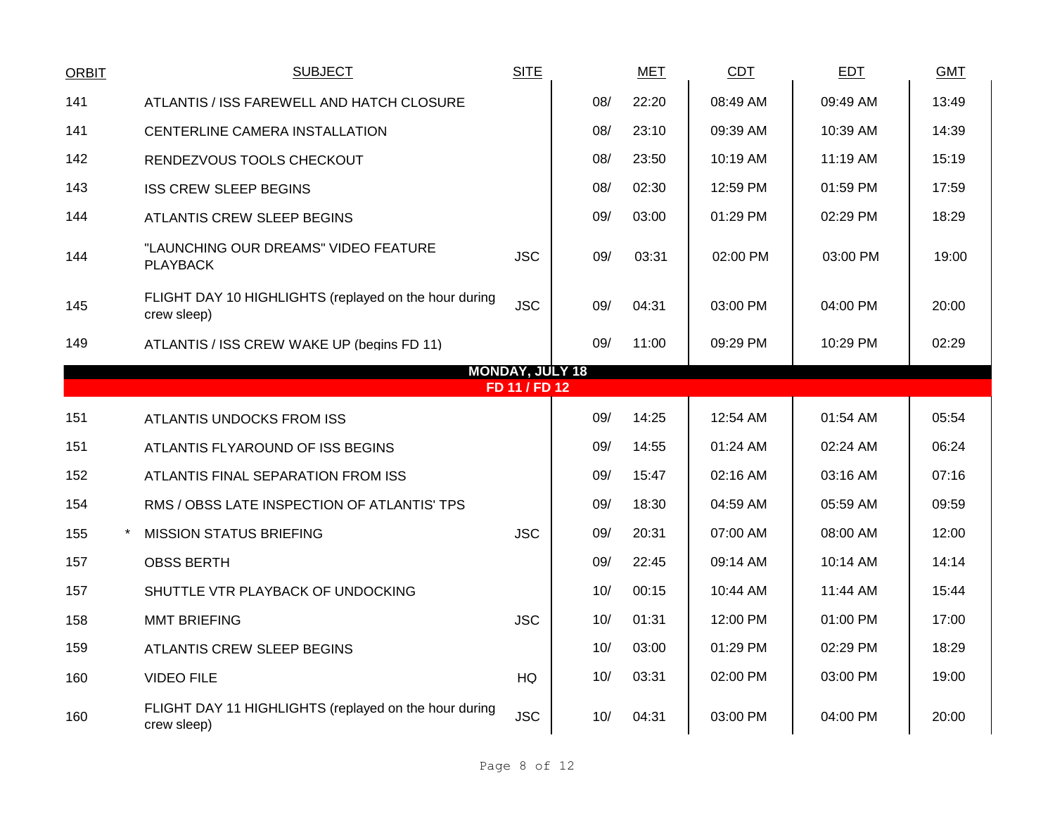| ORBIT | | SUBJECT | SITE | | MET | CDT | EDT | GMT |
|---|---|---|---|---|---|---|---|---|
| 141 | | ATLANTIS / ISS FAREWELL AND HATCH CLOSURE | | 08/ | 22:20 | 08:49 AM | 09:49 AM | 13:49 |
| 141 | | CENTERLINE CAMERA INSTALLATION | | 08/ | 23:10 | 09:39 AM | 10:39 AM | 14:39 |
| 142 | | RENDEZVOUS TOOLS CHECKOUT | | 08/ | 23:50 | 10:19 AM | 11:19 AM | 15:19 |
| 143 | | ISS CREW SLEEP BEGINS | | 08/ | 02:30 | 12:59 PM | 01:59 PM | 17:59 |
| 144 | | ATLANTIS CREW SLEEP BEGINS | | 09/ | 03:00 | 01:29 PM | 02:29 PM | 18:29 |
| 144 | | "LAUNCHING OUR DREAMS" VIDEO FEATURE PLAYBACK | JSC | 09/ | 03:31 | 02:00 PM | 03:00 PM | 19:00 |
| 145 | | FLIGHT DAY 10 HIGHLIGHTS (replayed on the hour during crew sleep) | JSC | 09/ | 04:31 | 03:00 PM | 04:00 PM | 20:00 |
| 149 | | ATLANTIS / ISS CREW WAKE UP (begins FD 11) | | 09/ | 11:00 | 09:29 PM | 10:29 PM | 02:29 |
| | | **MONDAY, JULY 18** | | | | | | |
| | | **FD 11 / FD 12** | | | | | | |
| 151 | | ATLANTIS UNDOCKS FROM ISS | | 09/ | 14:25 | 12:54 AM | 01:54 AM | 05:54 |
| 151 | | ATLANTIS FLYAROUND OF ISS BEGINS | | 09/ | 14:55 | 01:24 AM | 02:24 AM | 06:24 |
| 152 | | ATLANTIS FINAL SEPARATION FROM ISS | | 09/ | 15:47 | 02:16 AM | 03:16 AM | 07:16 |
| 154 | | RMS / OBSS LATE INSPECTION OF ATLANTIS' TPS | | 09/ | 18:30 | 04:59 AM | 05:59 AM | 09:59 |
| 155 | * | MISSION STATUS BRIEFING | JSC | 09/ | 20:31 | 07:00 AM | 08:00 AM | 12:00 |
| 157 | | OBSS BERTH | | 09/ | 22:45 | 09:14 AM | 10:14 AM | 14:14 |
| 157 | | SHUTTLE VTR PLAYBACK OF UNDOCKING | | 10/ | 00:15 | 10:44 AM | 11:44 AM | 15:44 |
| 158 | | MMT BRIEFING | JSC | 10/ | 01:31 | 12:00 PM | 01:00 PM | 17:00 |
| 159 | | ATLANTIS CREW SLEEP BEGINS | | 10/ | 03:00 | 01:29 PM | 02:29 PM | 18:29 |
| 160 | | VIDEO FILE | HQ | 10/ | 03:31 | 02:00 PM | 03:00 PM | 19:00 |
| 160 | | FLIGHT DAY 11 HIGHLIGHTS (replayed on the hour during crew sleep) | JSC | 10/ | 04:31 | 03:00 PM | 04:00 PM | 20:00 |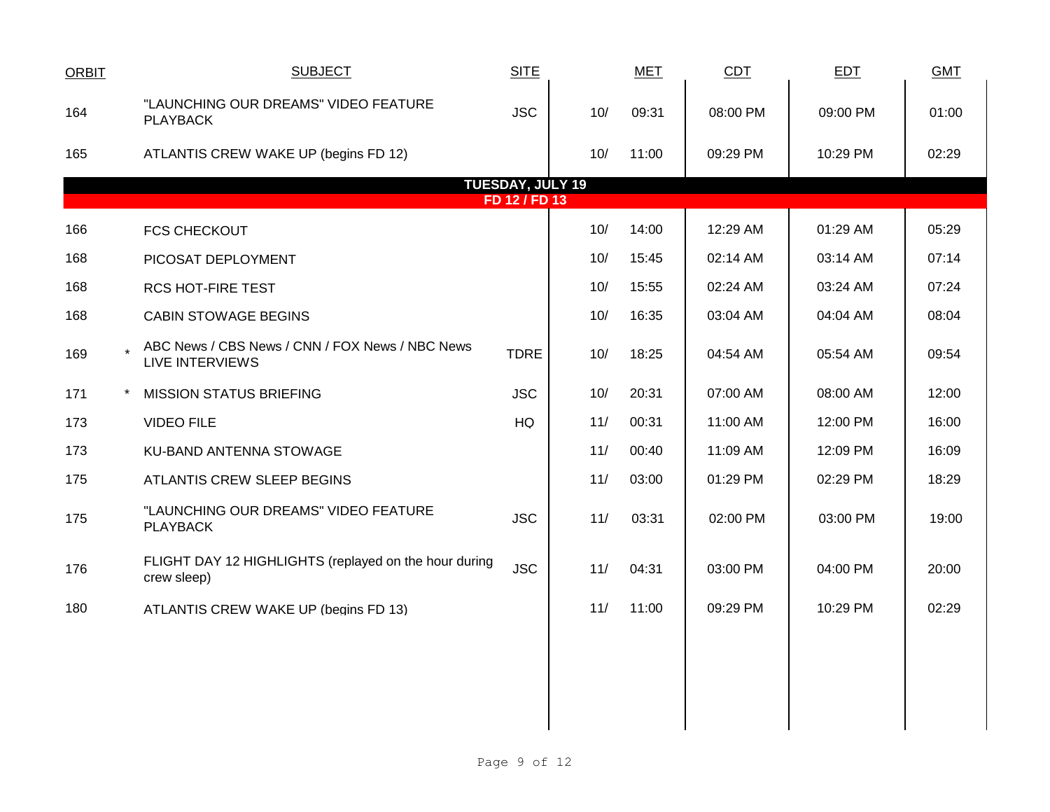| ORBIT | | SUBJECT | SITE | MET | | CDT | EDT | GMT |
|---|---|---|---|---|---|---|---|---|
| 164 | | "LAUNCHING OUR DREAMS" VIDEO FEATURE PLAYBACK | JSC | 10/ | 09:31 | 08:00 PM | 09:00 PM | 01:00 |
| 165 | | ATLANTIS CREW WAKE UP (begins FD 12) | | 10/ | 11:00 | 09:29 PM | 10:29 PM | 02:29 |
| **TUESDAY, JULY 19** | | | | | | | | |
| **FD 12 / FD 13** | | | | | | | | |
| 166 | | FCS CHECKOUT | | 10/ | 14:00 | 12:29 AM | 01:29 AM | 05:29 |
| 168 | | PICOSAT DEPLOYMENT | | 10/ | 15:45 | 02:14 AM | 03:14 AM | 07:14 |
| 168 | | RCS HOT-FIRE TEST | | 10/ | 15:55 | 02:24 AM | 03:24 AM | 07:24 |
| 168 | | CABIN STOWAGE BEGINS | | 10/ | 16:35 | 03:04 AM | 04:04 AM | 08:04 |
| 169 | * | ABC News / CBS News / CNN / FOX News / NBC News LIVE INTERVIEWS | TDRE | 10/ | 18:25 | 04:54 AM | 05:54 AM | 09:54 |
| 171 | * | MISSION STATUS BRIEFING | JSC | 10/ | 20:31 | 07:00 AM | 08:00 AM | 12:00 |
| 173 | | VIDEO FILE | HQ | 11/ | 00:31 | 11:00 AM | 12:00 PM | 16:00 |
| 173 | | KU-BAND ANTENNA STOWAGE | | 11/ | 00:40 | 11:09 AM | 12:09 PM | 16:09 |
| 175 | | ATLANTIS CREW SLEEP BEGINS | | 11/ | 03:00 | 01:29 PM | 02:29 PM | 18:29 |
| 175 | | "LAUNCHING OUR DREAMS" VIDEO FEATURE PLAYBACK | JSC | 11/ | 03:31 | 02:00 PM | 03:00 PM | 19:00 |
| 176 | | FLIGHT DAY 12 HIGHLIGHTS (replayed on the hour during crew sleep) | JSC | 11/ | 04:31 | 03:00 PM | 04:00 PM | 20:00 |
| 180 | | ATLANTIS CREW WAKE UP (begins FD 13) | | 11/ | 11:00 | 09:29 PM | 10:29 PM | 02:29 |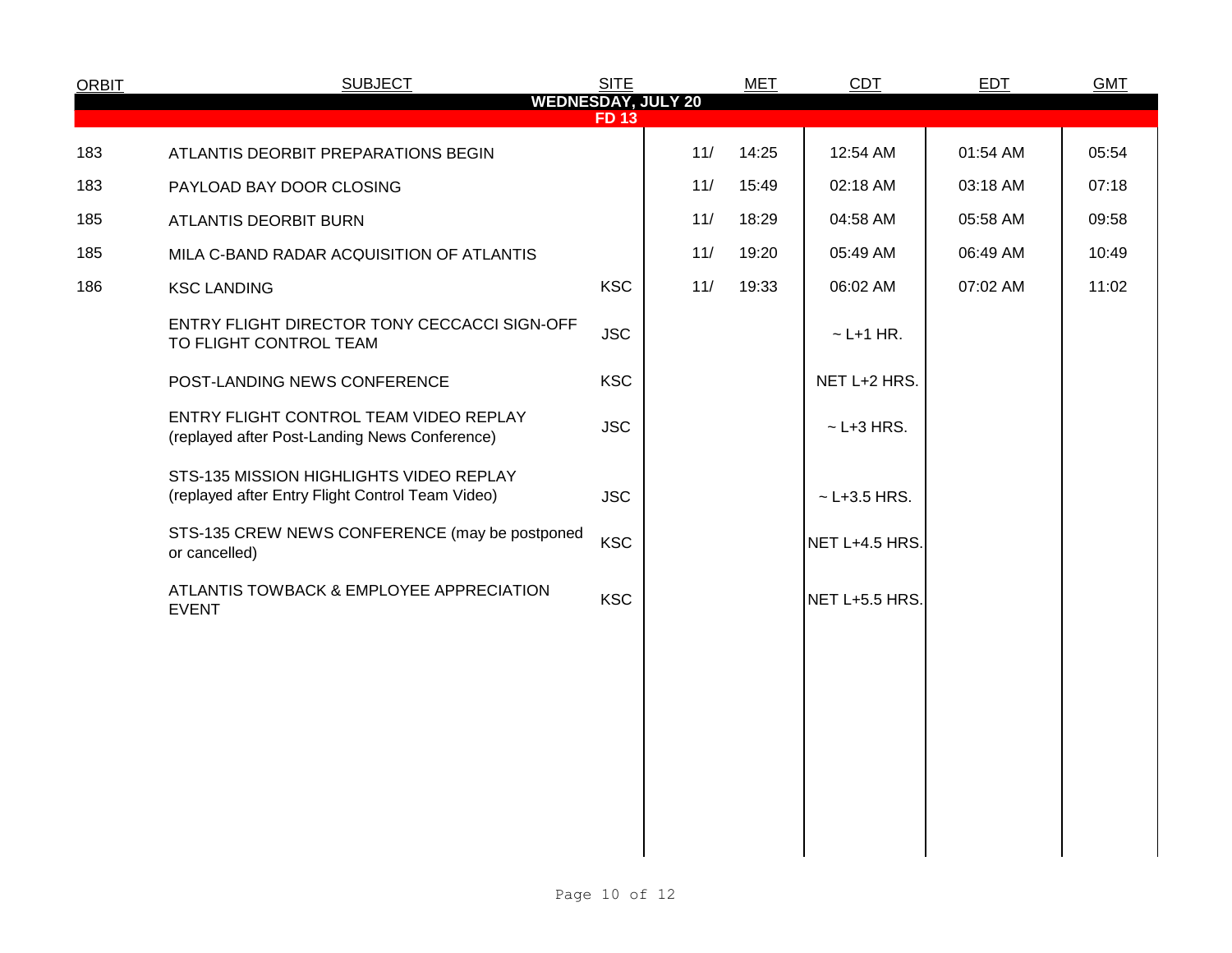| ORBIT | SUBJECT | SITE | MET | | CDT | EDT | GMT |
|---|---|---|---|---|---|---|---|
| **WEDNESDAY, JULY 20** | | | | | | | |
| **FD 13** | | | | | | | |
| 183 | ATLANTIS DEORBIT PREPARATIONS BEGIN | | 11/ | 14:25 | 12:54 AM | 01:54 AM | 05:54 |
| 183 | PAYLOAD BAY DOOR CLOSING | | 11/ | 15:49 | 02:18 AM | 03:18 AM | 07:18 |
| 185 | ATLANTIS DEORBIT BURN | | 11/ | 18:29 | 04:58 AM | 05:58 AM | 09:58 |
| 185 | MILA C-BAND RADAR ACQUISITION OF ATLANTIS | | 11/ | 19:20 | 05:49 AM | 06:49 AM | 10:49 |
| 186 | KSC LANDING | KSC | 11/ | 19:33 | 06:02 AM | 07:02 AM | 11:02 |
| | ENTRY FLIGHT DIRECTOR TONY CECCACCI SIGN-OFF TO FLIGHT CONTROL TEAM | JSC | | | ~ L+1 HR. | | |
| | POST-LANDING NEWS CONFERENCE | KSC | | | NET L+2 HRS. | | |
| | ENTRY FLIGHT CONTROL TEAM VIDEO REPLAY (replayed after Post-Landing News Conference) | JSC | | | ~ L+3 HRS. | | |
| | STS-135 MISSION HIGHLIGHTS VIDEO REPLAY (replayed after Entry Flight Control Team Video) | JSC | | | ~ L+3.5 HRS. | | |
| | STS-135 CREW NEWS CONFERENCE (may be postponed or cancelled) | KSC | | | NET L+4.5 HRS. | | |
| | ATLANTIS TOWBACK & EMPLOYEE APPRECIATION EVENT | KSC | | | NET L+5.5 HRS. | | |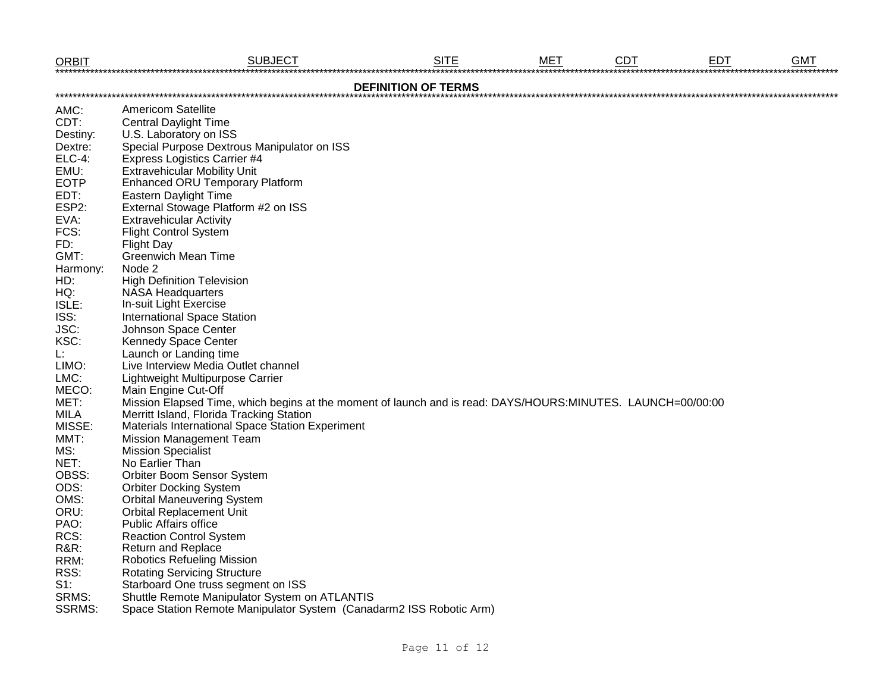| ORBIT | SUBJECT | SITE | MET | CDT | EDT | GMT |
|---|---|---|---|---|---|---|

## DEFINITION OF TERMS

| | |
|---|---|
| AMC: | Americom Satellite |
| CDT: | Central Daylight Time |
| Destiny: | U.S. Laboratory on ISS |
| Dextre: | Special Purpose Dextrous Manipulator on ISS |
| ELC-4: | Express Logistics Carrier #4 |
| EMU: | Extravehicular Mobility Unit |
| EOTP | Enhanced ORU Temporary Platform |
| EDT: | Eastern Daylight Time |
| ESP2: | External Stowage Platform #2 on ISS |
| EVA: | Extravehicular Activity |
| FCS: | Flight Control System |
| FD: | Flight Day |
| GMT: | Greenwich Mean Time |
| Harmony: | Node 2 |
| HD: | High Definition Television |
| HQ: | NASA Headquarters |
| ISLE: | In-suit Light Exercise |
| ISS: | International Space Station |
| JSC: | Johnson Space Center |
| KSC: | Kennedy Space Center |
| L: | Launch or Landing time |
| LIMO: | Live Interview Media Outlet channel |
| LMC: | Lightweight Multipurpose Carrier |
| MECO: | Main Engine Cut-Off |
| MET: | Mission Elapsed Time, which begins at the moment of launch and is read: DAYS/HOURS:MINUTES. LAUNCH=00/00:00 |
| MILA | Merritt Island, Florida Tracking Station |
| MISSE: | Materials International Space Station Experiment |
| MMT: | Mission Management Team |
| MS: | Mission Specialist |
| NET: | No Earlier Than |
| OBSS: | Orbiter Boom Sensor System |
| ODS: | Orbiter Docking System |
| OMS: | Orbital Maneuvering System |
| ORU: | Orbital Replacement Unit |
| PAO: | Public Affairs office |
| RCS: | Reaction Control System |
| R&R: | Return and Replace |
| RRM: | Robotics Refueling Mission |
| RSS: | Rotating Servicing Structure |
| S1: | Starboard One truss segment on ISS |
| SRMS: | Shuttle Remote Manipulator System on ATLANTIS |
| SSRMS: | Space Station Remote Manipulator System (Canadarm2 ISS Robotic Arm) |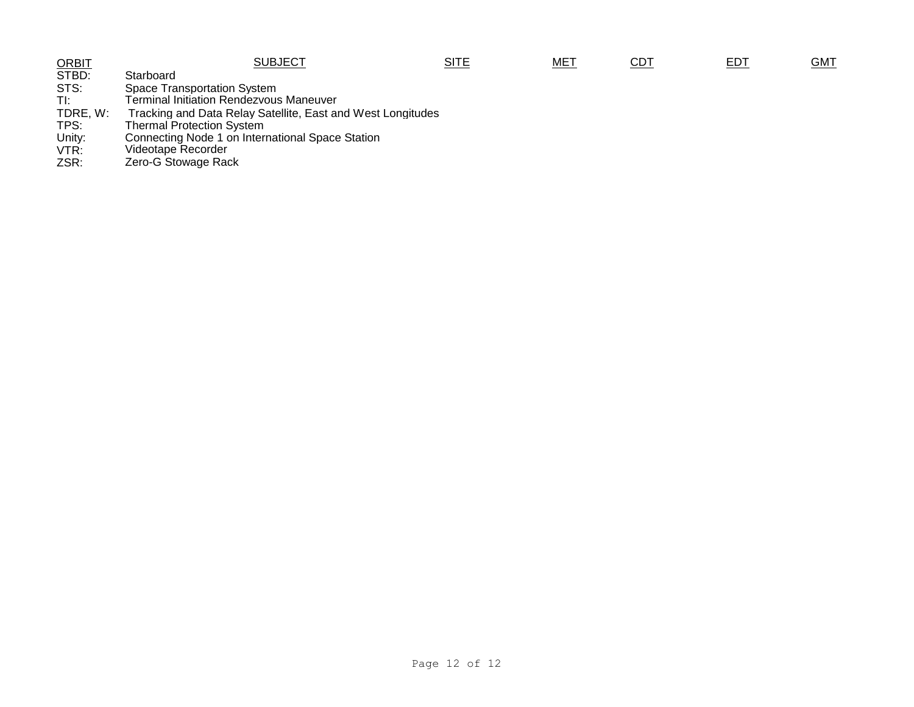| ORBIT | SUBJECT | SITE | MET | CDT | EDT | GMT |
|---|---|---|---|---|---|---|

STBD: Starboard
STS: Space Transportation System
TI: Terminal Initiation Rendezvous Maneuver
TDRE, W: Tracking and Data Relay Satellite, East and West Longitudes
TPS: Thermal Protection System
Unity: Connecting Node 1 on International Space Station
VTR: Videotape Recorder
ZSR: Zero-G Stowage Rack